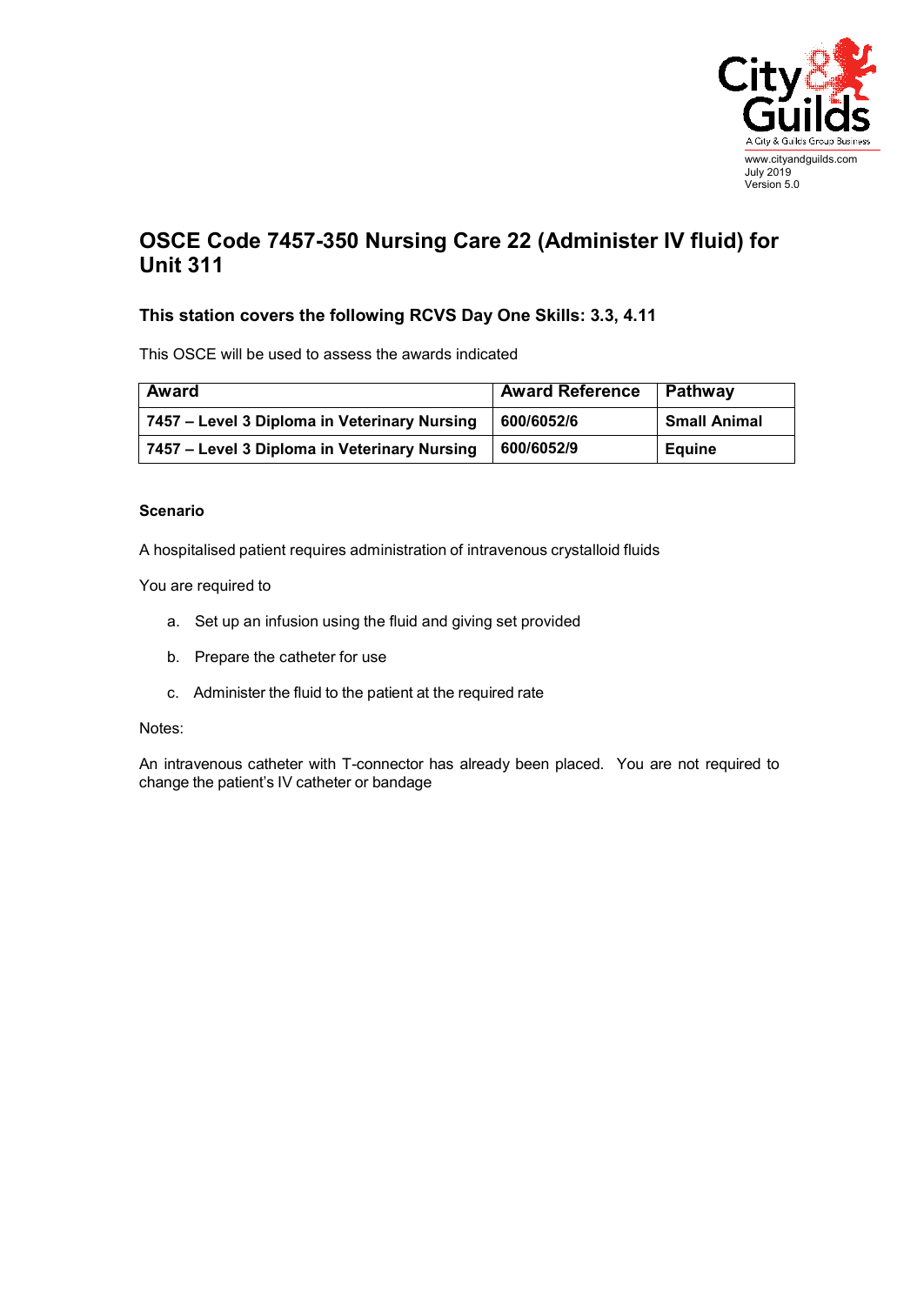www.cityandguilds.com
July 2019
Version 5.0

# OSCE Code 7457-350 Nursing Care 22 (Administer IV fluid) for Unit 311

## This station covers the following RCVS Day One Skills: 3.3, 4.11

This OSCE will be used to assess the awards indicated

| Award | Award Reference | Pathway |
|---|---|---|
| 7457 – Level 3 Diploma in Veterinary Nursing | 600/6052/6 | Small Animal |
| 7457 – Level 3 Diploma in Veterinary Nursing | 600/6052/9 | Equine |

### Scenario

A hospitalised patient requires administration of intravenous crystalloid fluids

You are required to

a. Set up an infusion using the fluid and giving set provided

b. Prepare the catheter for use

c. Administer the fluid to the patient at the required rate

Notes:

An intravenous catheter with T-connector has already been placed. You are not required to change the patient's IV catheter or bandage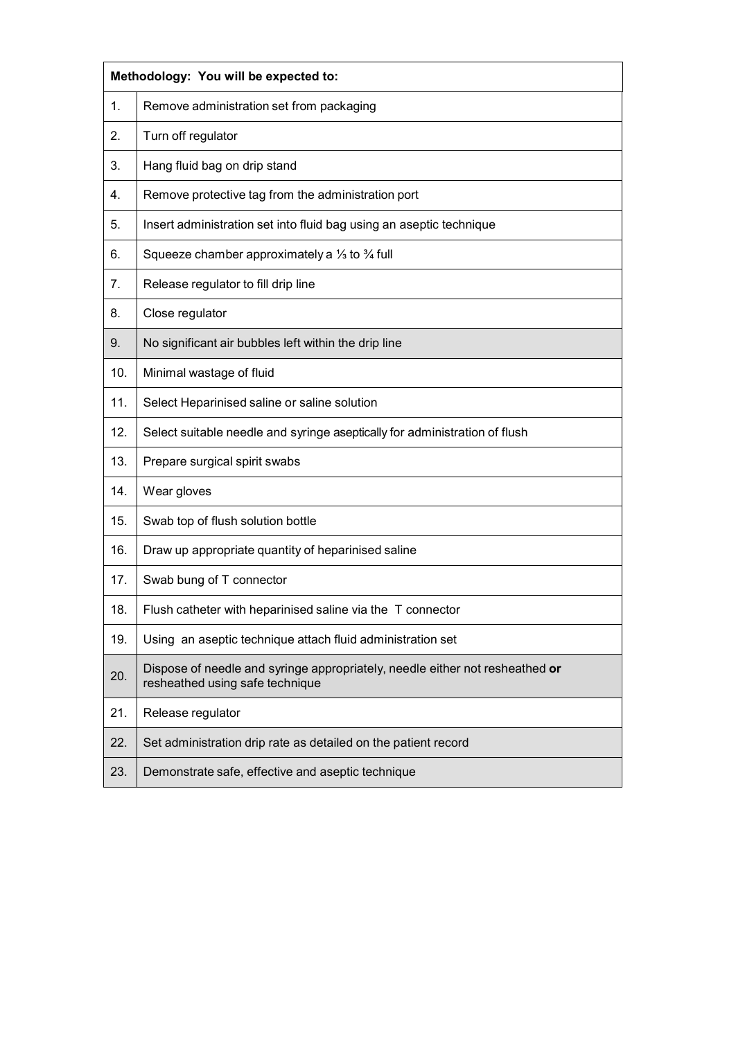| Methodology: You will be expected to: | |
|---|---|
| 1. | Remove administration set from packaging |
| 2. | Turn off regulator |
| 3. | Hang fluid bag on drip stand |
| 4. | Remove protective tag from the administration port |
| 5. | Insert administration set into fluid bag using an aseptic technique |
| 6. | Squeeze chamber approximately a ⅓ to ¾ full |
| 7. | Release regulator to fill drip line |
| 8. | Close regulator |
| 9. | No significant air bubbles left within the drip line |
| 10. | Minimal wastage of fluid |
| 11. | Select Heparinised saline or saline solution |
| 12. | Select suitable needle and syringe aseptically for administration of flush |
| 13. | Prepare surgical spirit swabs |
| 14. | Wear gloves |
| 15. | Swab top of flush solution bottle |
| 16. | Draw up appropriate quantity of heparinised saline |
| 17. | Swab bung of T connector |
| 18. | Flush catheter with heparinised saline via the T connector |
| 19. | Using an aseptic technique attach fluid administration set |
| 20. | Dispose of needle and syringe appropriately, needle either not resheathed **or** resheathed using safe technique |
| 21. | Release regulator |
| 22. | Set administration drip rate as detailed on the patient record |
| 23. | Demonstrate safe, effective and aseptic technique |